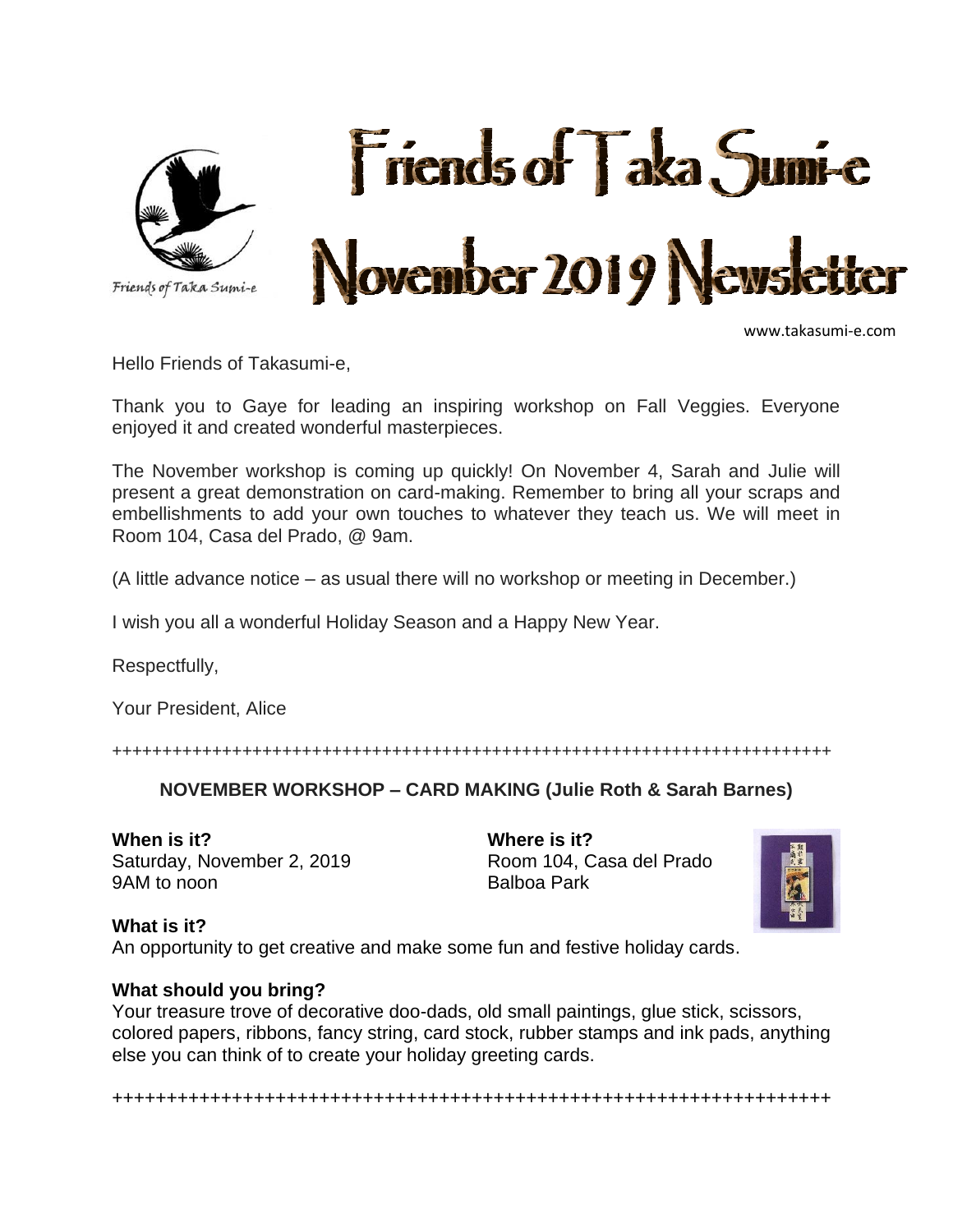Friends of Taka Sumi-e

# Friends of Taka Sumi-e
# November 2019 Newsletter

www.takasumi-e.com

Hello Friends of Takasumi-e,

Thank you to Gaye for leading an inspiring workshop on Fall Veggies. Everyone enjoyed it and created wonderful masterpieces.

The November workshop is coming up quickly! On November 4, Sarah and Julie will present a great demonstration on card-making. Remember to bring all your scraps and embellishments to add your own touches to whatever they teach us. We will meet in Room 104, Casa del Prado, @ 9am.

(A little advance notice – as usual there will no workshop or meeting in December.)

I wish you all a wonderful Holiday Season and a Happy New Year.

Respectfully,

Your President, Alice

++++++++++++++++++++++++++++++++++++++++++++++++++++++++++++++++++++++++

**NOVEMBER WORKSHOP – CARD MAKING (Julie Roth & Sarah Barnes)**

**When is it?**
Saturday, November 2, 2019
9AM to noon

**Where is it?**
Room 104, Casa del Prado
Balboa Park

**What is it?**
An opportunity to get creative and make some fun and festive holiday cards.

**What should you bring?**
Your treasure trove of decorative doo-dads, old small paintings, glue stick, scissors, colored papers, ribbons, fancy string, card stock, rubber stamps and ink pads, anything else you can think of to create your holiday greeting cards.

++++++++++++++++++++++++++++++++++++++++++++++++++++++++++++++++++++++++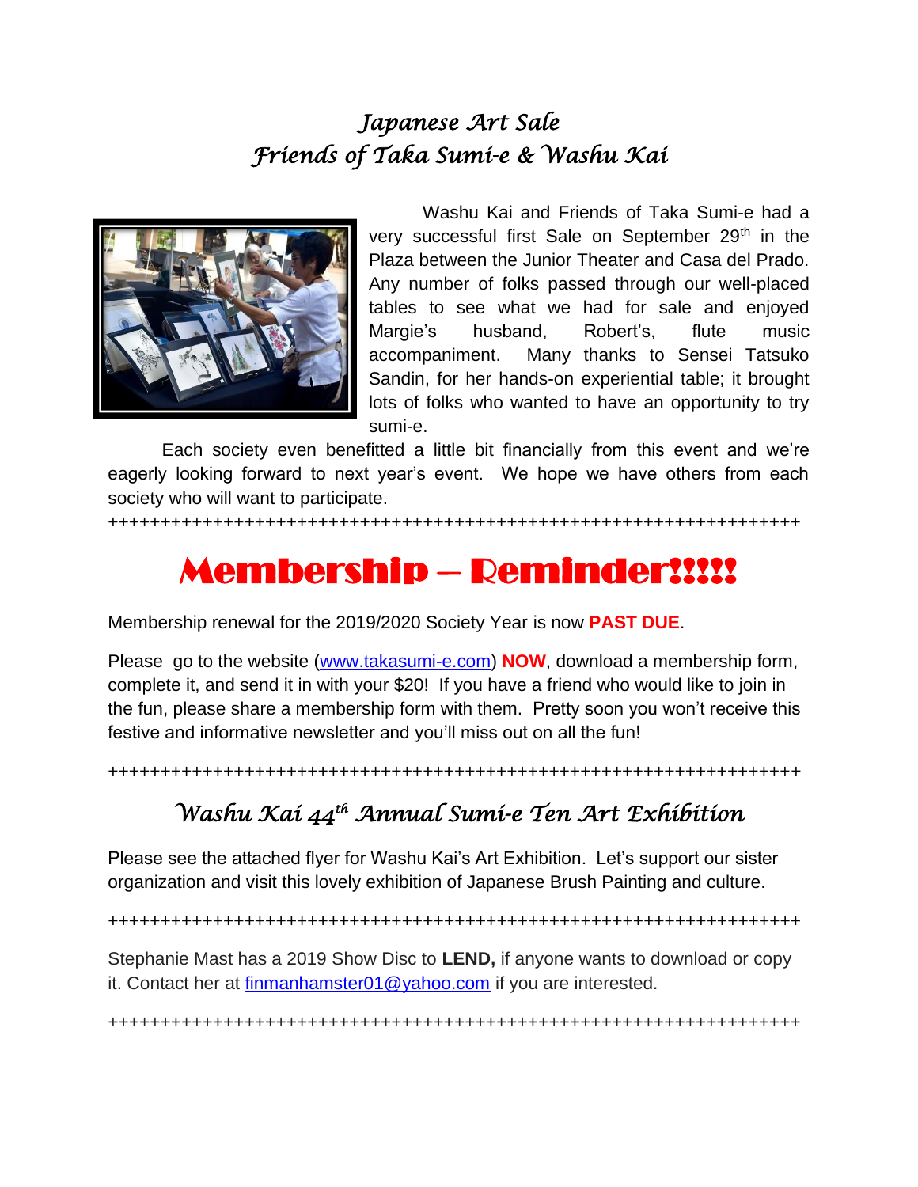## *Japanese Art Sale*
## *Friends of Taka Sumi-e & Washu Kai*

Washu Kai and Friends of Taka Sumi-e had a very successful first Sale on September 29th in the Plaza between the Junior Theater and Casa del Prado. Any number of folks passed through our well-placed tables to see what we had for sale and enjoyed Margie's husband, Robert's, flute music accompaniment. Many thanks to Sensei Tatsuko Sandin, for her hands-on experiential table; it brought lots of folks who wanted to have an opportunity to try sumi-e.

Each society even benefitted a little bit financially from this event and we're eagerly looking forward to next year's event. We hope we have others from each society who will want to participate.

++++++++++++++++++++++++++++++++++++++++++++++++++++++++++++++++++++

# Membership – Reminder!!!!!

Membership renewal for the 2019/2020 Society Year is now **PAST DUE**.

Please go to the website (www.takasumi-e.com) **NOW**, download a membership form, complete it, and send it in with your $20! If you have a friend who would like to join in the fun, please share a membership form with them. Pretty soon you won't receive this festive and informative newsletter and you'll miss out on all the fun!

++++++++++++++++++++++++++++++++++++++++++++++++++++++++++++++++++++

## *Washu Kai 44th Annual Sumi-e Ten Art Exhibition*

Please see the attached flyer for Washu Kai's Art Exhibition. Let's support our sister organization and visit this lovely exhibition of Japanese Brush Painting and culture.

++++++++++++++++++++++++++++++++++++++++++++++++++++++++++++++++++++

Stephanie Mast has a 2019 Show Disc to **LEND,** if anyone wants to download or copy it. Contact her at finmanhamster01@yahoo.com if you are interested.

++++++++++++++++++++++++++++++++++++++++++++++++++++++++++++++++++++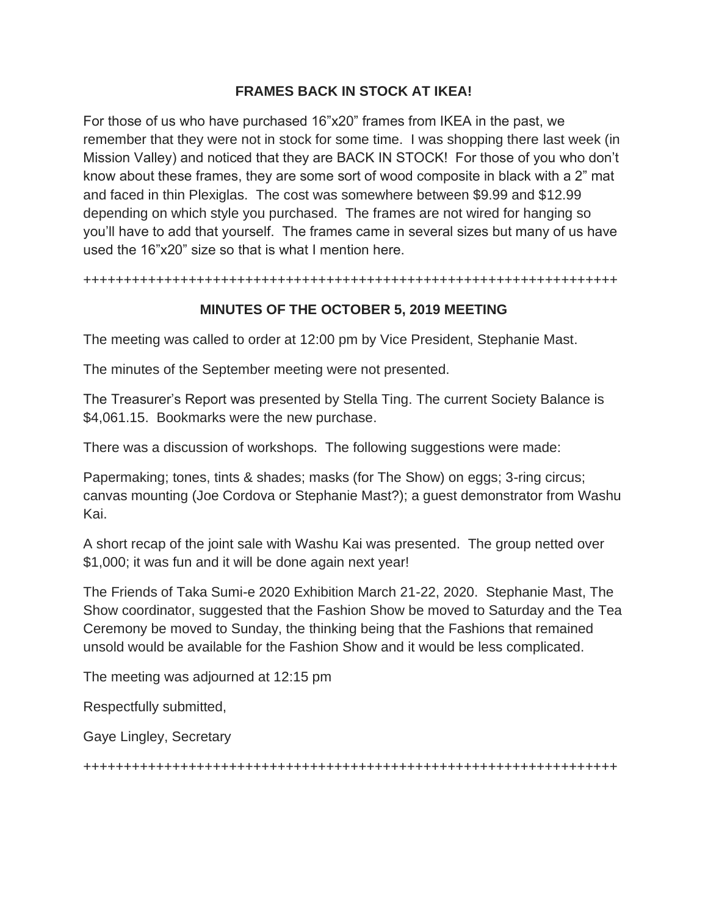## FRAMES BACK IN STOCK AT IKEA!

For those of us who have purchased 16"x20" frames from IKEA in the past, we remember that they were not in stock for some time. I was shopping there last week (in Mission Valley) and noticed that they are BACK IN STOCK! For those of you who don't know about these frames, they are some sort of wood composite in black with a 2" mat and faced in thin Plexiglas. The cost was somewhere between $9.99 and $12.99 depending on which style you purchased. The frames are not wired for hanging so you'll have to add that yourself. The frames came in several sizes but many of us have used the 16"x20" size so that is what I mention here.

++++++++++++++++++++++++++++++++++++++++++++++++++++++++++++++++++

## MINUTES OF THE OCTOBER 5, 2019 MEETING

The meeting was called to order at 12:00 pm by Vice President, Stephanie Mast.

The minutes of the September meeting were not presented.

The Treasurer's Report was presented by Stella Ting. The current Society Balance is $4,061.15. Bookmarks were the new purchase.

There was a discussion of workshops. The following suggestions were made:

Papermaking; tones, tints & shades; masks (for The Show) on eggs; 3-ring circus; canvas mounting (Joe Cordova or Stephanie Mast?); a guest demonstrator from Washu Kai.

A short recap of the joint sale with Washu Kai was presented. The group netted over $1,000; it was fun and it will be done again next year!

The Friends of Taka Sumi-e 2020 Exhibition March 21-22, 2020. Stephanie Mast, The Show coordinator, suggested that the Fashion Show be moved to Saturday and the Tea Ceremony be moved to Sunday, the thinking being that the Fashions that remained unsold would be available for the Fashion Show and it would be less complicated.

The meeting was adjourned at 12:15 pm

Respectfully submitted,

Gaye Lingley, Secretary

++++++++++++++++++++++++++++++++++++++++++++++++++++++++++++++++++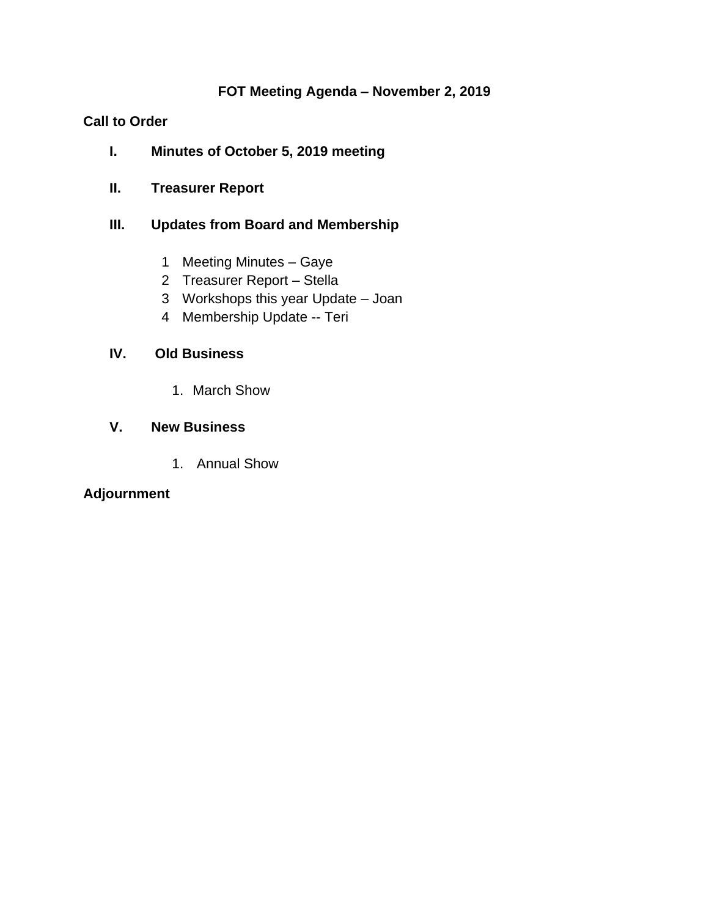**FOT Meeting Agenda – November 2, 2019**

**Call to Order**

**I. Minutes of October 5, 2019 meeting**

**II. Treasurer Report**

**III. Updates from Board and Membership**

1. Meeting Minutes – Gaye
2. Treasurer Report – Stella
3. Workshops this year Update – Joan
4. Membership Update -- Teri

**IV. Old Business**

1. March Show

**V. New Business**

1. Annual Show

**Adjournment**